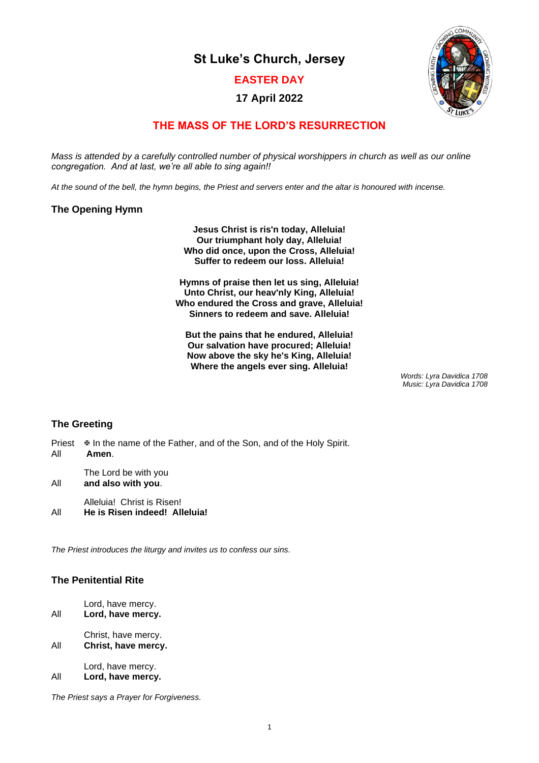# St Luke's Church, Jersey

## EASTER DAY

### 17 April 2022

## THE MASS OF THE LORD'S RESURRECTION

*Mass is attended by a carefully controlled number of physical worshippers in church as well as our online congregation. And at last, we're all able to sing again!!*

*At the sound of the bell, the hymn begins, the Priest and servers enter and the altar is honoured with incense.*

### The Opening Hymn

**Jesus Christ is ris'n today, Alleluia!**
**Our triumphant holy day, Alleluia!**
**Who did once, upon the Cross, Alleluia!**
**Suffer to redeem our loss. Alleluia!**

**Hymns of praise then let us sing, Alleluia!**
**Unto Christ, our heav'nly King, Alleluia!**
**Who endured the Cross and grave, Alleluia!**
**Sinners to redeem and save. Alleluia!**

**But the pains that he endured, Alleluia!**
**Our salvation have procured; Alleluia!**
**Now above the sky he's King, Alleluia!**
**Where the angels ever sing. Alleluia!**

*Words: Lyra Davidica 1708*
*Music: Lyra Davidica 1708*

### The Greeting

Priest ✠ In the name of the Father, and of the Son, and of the Holy Spirit.
All **Amen**.

The Lord be with you
All **and also with you**.

Alleluia! Christ is Risen!
All **He is Risen indeed! Alleluia!**

*The Priest introduces the liturgy and invites us to confess our sins.*

### The Penitential Rite

Lord, have mercy.
All **Lord, have mercy.**

Christ, have mercy.
All **Christ, have mercy.**

Lord, have mercy.
All **Lord, have mercy.**

*The Priest says a Prayer for Forgiveness.*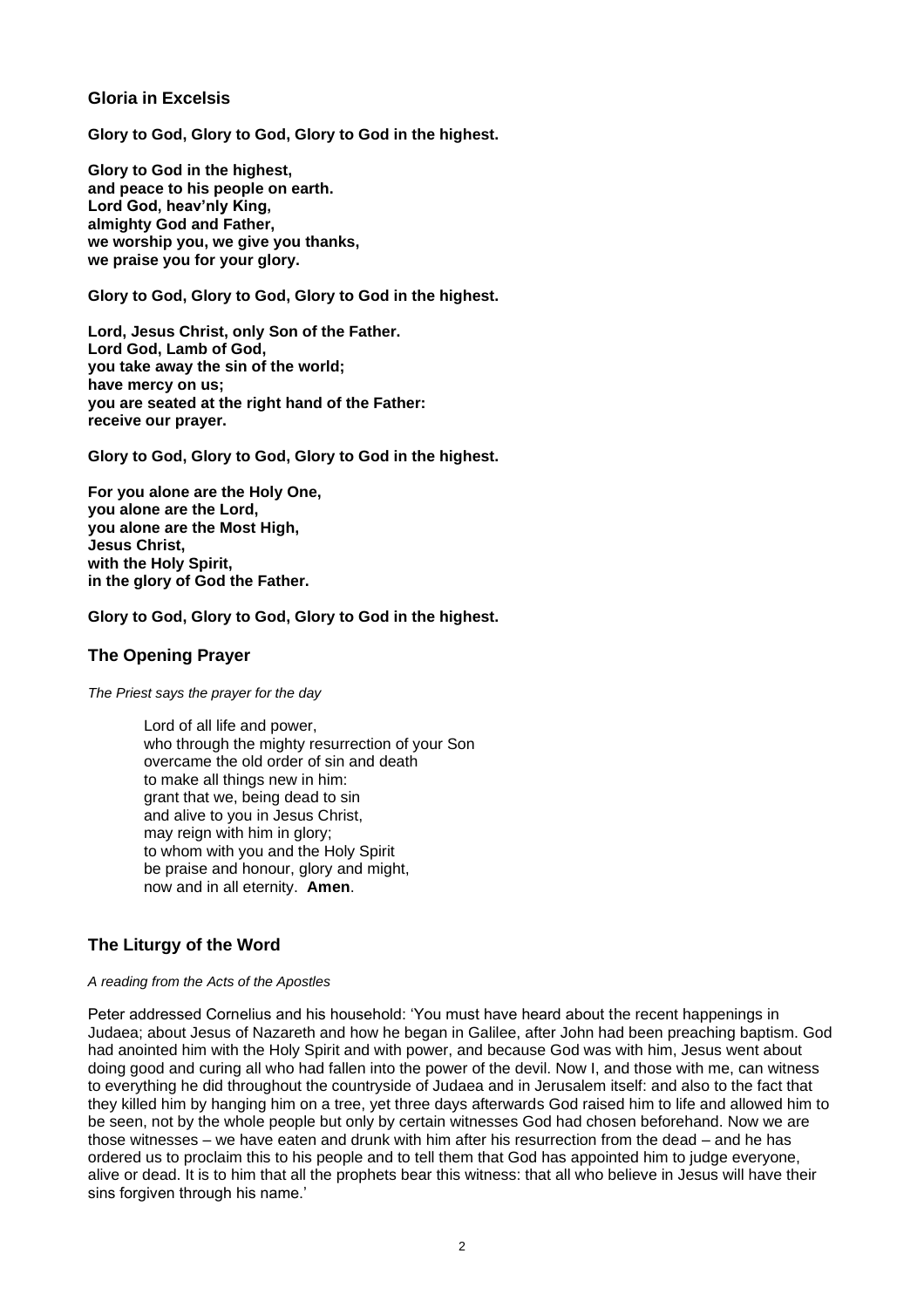## Gloria in Excelsis

**Glory to God, Glory to God, Glory to God in the highest.**

**Glory to God in the highest,**
**and peace to his people on earth.**
**Lord God, heav'nly King,**
**almighty God and Father,**
**we worship you, we give you thanks,**
**we praise you for your glory.**

**Glory to God, Glory to God, Glory to God in the highest.**

**Lord, Jesus Christ, only Son of the Father.**
**Lord God, Lamb of God,**
**you take away the sin of the world;**
**have mercy on us;**
**you are seated at the right hand of the Father:**
**receive our prayer.**

**Glory to God, Glory to God, Glory to God in the highest.**

**For you alone are the Holy One,**
**you alone are the Lord,**
**you alone are the Most High,**
**Jesus Christ,**
**with the Holy Spirit,**
**in the glory of God the Father.**

**Glory to God, Glory to God, Glory to God in the highest.**

## The Opening Prayer

*The Priest says the prayer for the day*

Lord of all life and power,
who through the mighty resurrection of your Son
overcame the old order of sin and death
to make all things new in him:
grant that we, being dead to sin
and alive to you in Jesus Christ,
may reign with him in glory;
to whom with you and the Holy Spirit
be praise and honour, glory and might,
now and in all eternity. **Amen**.

## The Liturgy of the Word

*A reading from the Acts of the Apostles*

Peter addressed Cornelius and his household: 'You must have heard about the recent happenings in Judaea; about Jesus of Nazareth and how he began in Galilee, after John had been preaching baptism. God had anointed him with the Holy Spirit and with power, and because God was with him, Jesus went about doing good and curing all who had fallen into the power of the devil. Now I, and those with me, can witness to everything he did throughout the countryside of Judaea and in Jerusalem itself: and also to the fact that they killed him by hanging him on a tree, yet three days afterwards God raised him to life and allowed him to be seen, not by the whole people but only by certain witnesses God had chosen beforehand. Now we are those witnesses – we have eaten and drunk with him after his resurrection from the dead – and he has ordered us to proclaim this to his people and to tell them that God has appointed him to judge everyone, alive or dead. It is to him that all the prophets bear this witness: that all who believe in Jesus will have their sins forgiven through his name.'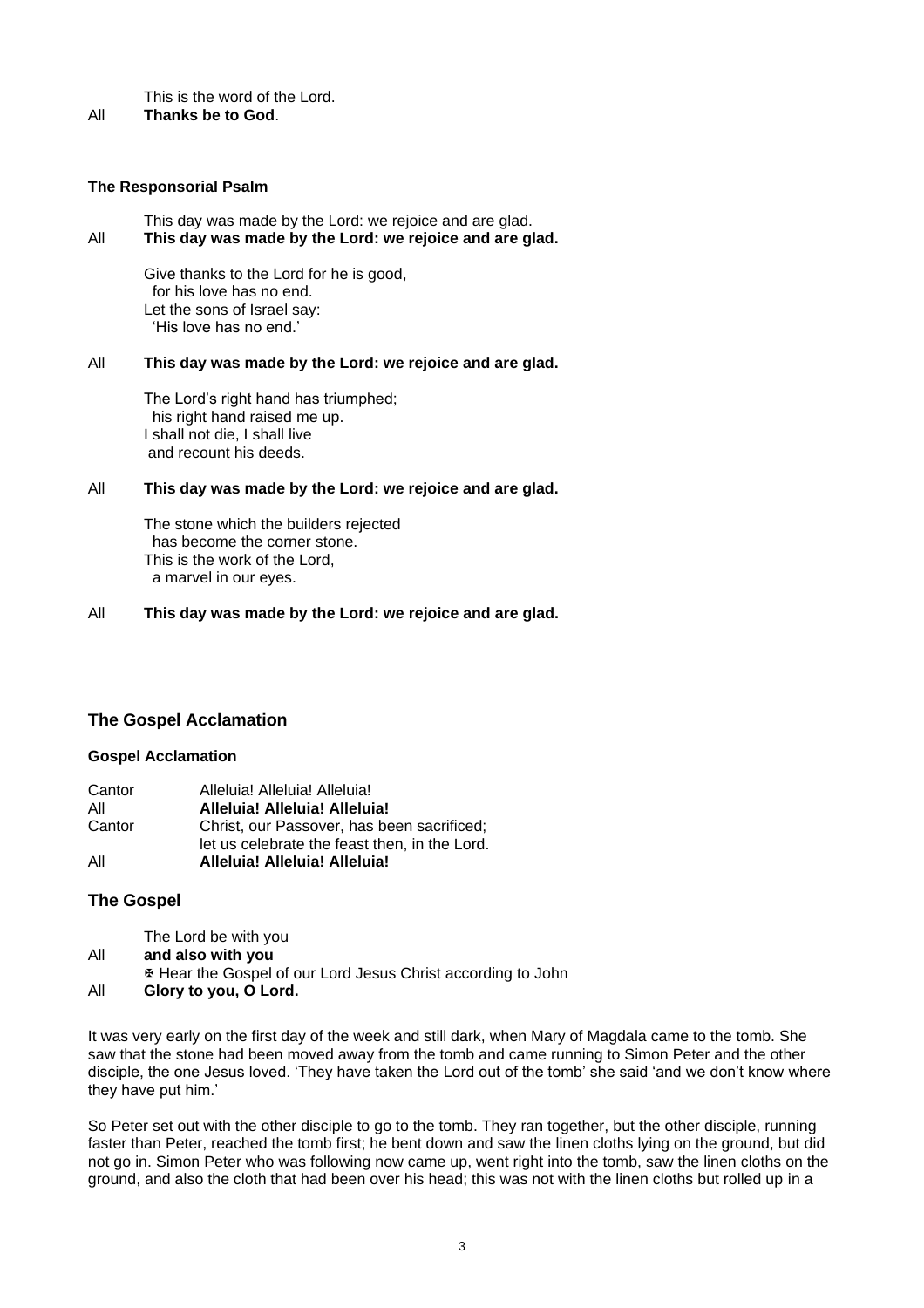This is the word of the Lord.

All **Thanks be to God**.

**The Responsorial Psalm**

This day was made by the Lord: we rejoice and are glad.

All **This day was made by the Lord: we rejoice and are glad.**

Give thanks to the Lord for he is good,
  for his love has no end.
Let the sons of Israel say:
  'His love has no end.'

All **This day was made by the Lord: we rejoice and are glad.**

The Lord's right hand has triumphed;
  his right hand raised me up.
I shall not die, I shall live
  and recount his deeds.

All **This day was made by the Lord: we rejoice and are glad.**

The stone which the builders rejected
  has become the corner stone.
This is the work of the Lord,
  a marvel in our eyes.

All **This day was made by the Lord: we rejoice and are glad.**

## The Gospel Acclamation

**Gospel Acclamation**

Cantor Alleluia! Alleluia! Alleluia!

All **Alleluia! Alleluia! Alleluia!**

Cantor Christ, our Passover, has been sacrificed;
let us celebrate the feast then, in the Lord.

All **Alleluia! Alleluia! Alleluia!**

## The Gospel

The Lord be with you

All **and also with you**

✠ Hear the Gospel of our Lord Jesus Christ according to John

All **Glory to you, O Lord.**

It was very early on the first day of the week and still dark, when Mary of Magdala came to the tomb. She saw that the stone had been moved away from the tomb and came running to Simon Peter and the other disciple, the one Jesus loved. 'They have taken the Lord out of the tomb' she said 'and we don't know where they have put him.'

So Peter set out with the other disciple to go to the tomb. They ran together, but the other disciple, running faster than Peter, reached the tomb first; he bent down and saw the linen cloths lying on the ground, but did not go in. Simon Peter who was following now came up, went right into the tomb, saw the linen cloths on the ground, and also the cloth that had been over his head; this was not with the linen cloths but rolled up in a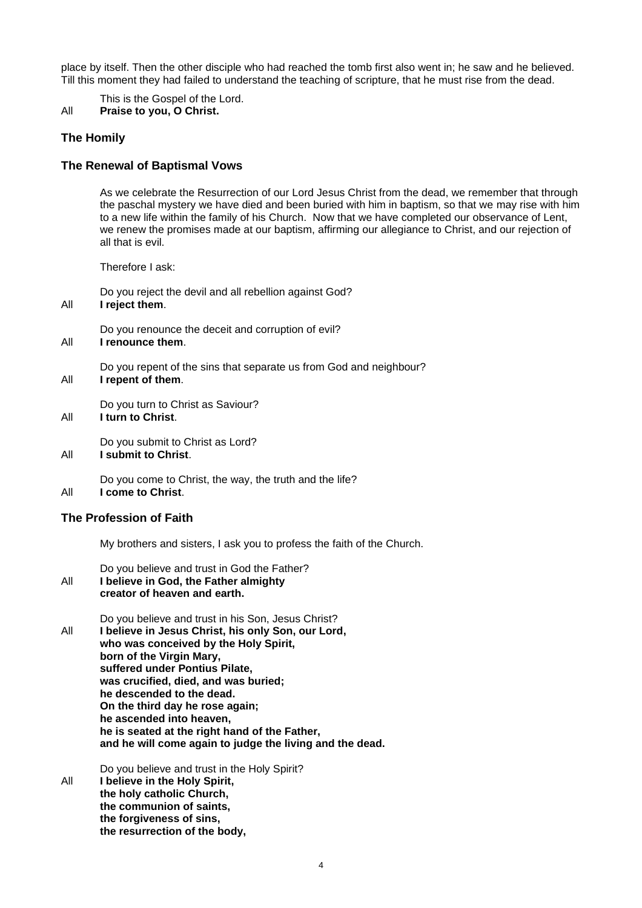place by itself. Then the other disciple who had reached the tomb first also went in; he saw and he believed. Till this moment they had failed to understand the teaching of scripture, that he must rise from the dead.

This is the Gospel of the Lord.
All **Praise to you, O Christ.**

### The Homily

### The Renewal of Baptismal Vows

As we celebrate the Resurrection of our Lord Jesus Christ from the dead, we remember that through the paschal mystery we have died and been buried with him in baptism, so that we may rise with him to a new life within the family of his Church. Now that we have completed our observance of Lent, we renew the promises made at our baptism, affirming our allegiance to Christ, and our rejection of all that is evil.

Therefore I ask:

Do you reject the devil and all rebellion against God?
All **I reject them**.

Do you renounce the deceit and corruption of evil?
All **I renounce them**.

Do you repent of the sins that separate us from God and neighbour?
All **I repent of them**.

Do you turn to Christ as Saviour?
All **I turn to Christ**.

Do you submit to Christ as Lord?
All **I submit to Christ**.

Do you come to Christ, the way, the truth and the life?
All **I come to Christ**.

### The Profession of Faith

My brothers and sisters, I ask you to profess the faith of the Church.

Do you believe and trust in God the Father?
All **I believe in God, the Father almighty**
**creator of heaven and earth.**

Do you believe and trust in his Son, Jesus Christ?
All **I believe in Jesus Christ, his only Son, our Lord,**
**who was conceived by the Holy Spirit,**
**born of the Virgin Mary,**
**suffered under Pontius Pilate,**
**was crucified, died, and was buried;**
**he descended to the dead.**
**On the third day he rose again;**
**he ascended into heaven,**
**he is seated at the right hand of the Father,**
**and he will come again to judge the living and the dead.**

Do you believe and trust in the Holy Spirit?
All **I believe in the Holy Spirit,**
**the holy catholic Church,**
**the communion of saints,**
**the forgiveness of sins,**
**the resurrection of the body,**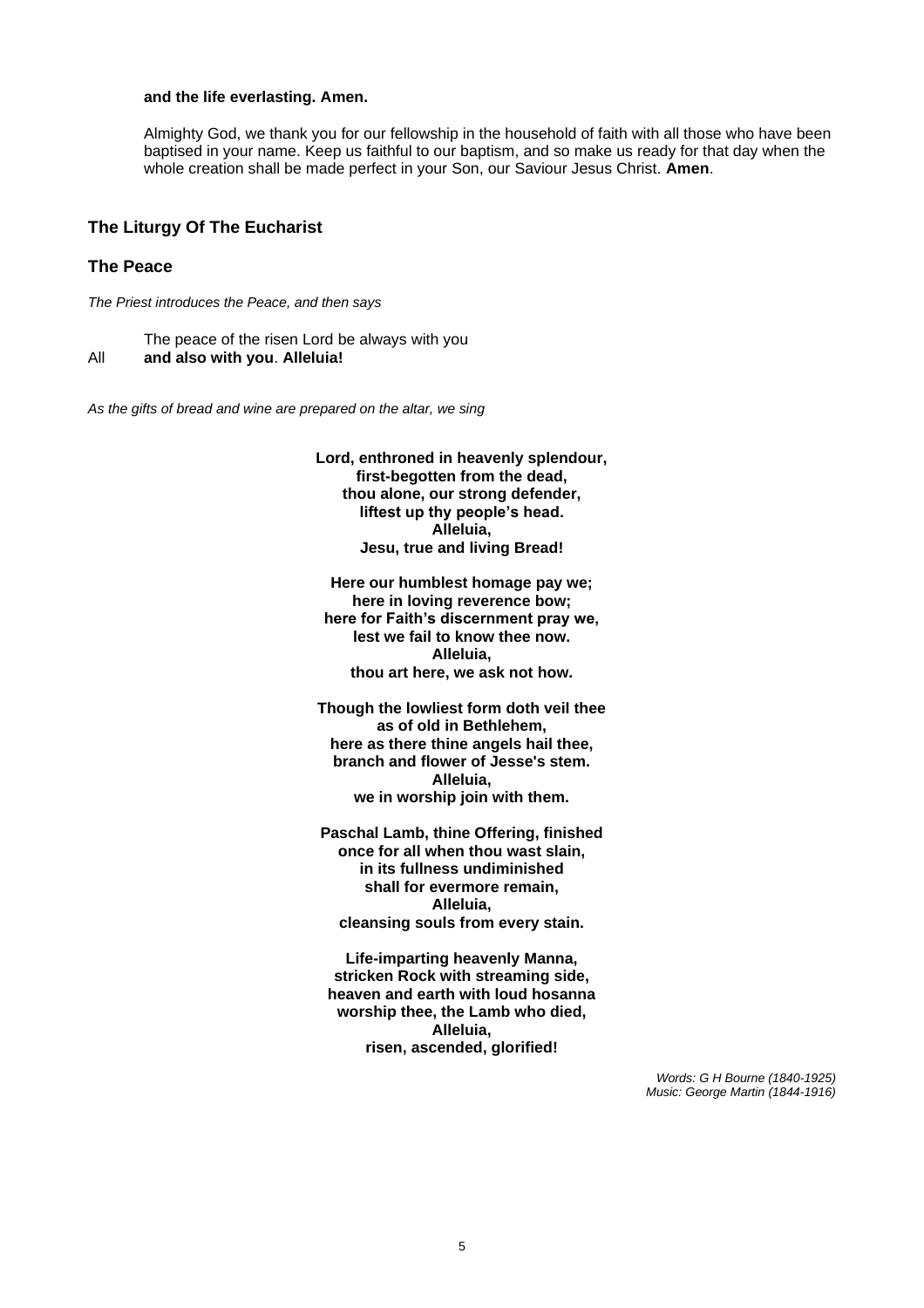**and the life everlasting. Amen.**

Almighty God, we thank you for our fellowship in the household of faith with all those who have been baptised in your name. Keep us faithful to our baptism, and so make us ready for that day when the whole creation shall be made perfect in your Son, our Saviour Jesus Christ. **Amen**.

## The Liturgy Of The Eucharist

## The Peace

*The Priest introduces the Peace, and then says*

The peace of the risen Lord be always with you
All **and also with you**. **Alleluia!**

*As the gifts of bread and wine are prepared on the altar, we sing*

**Lord, enthroned in heavenly splendour,**
**first-begotten from the dead,**
**thou alone, our strong defender,**
**liftest up thy people's head.**
**Alleluia,**
**Jesu, true and living Bread!**

**Here our humblest homage pay we;**
**here in loving reverence bow;**
**here for Faith's discernment pray we,**
**lest we fail to know thee now.**
**Alleluia,**
**thou art here, we ask not how.**

**Though the lowliest form doth veil thee**
**as of old in Bethlehem,**
**here as there thine angels hail thee,**
**branch and flower of Jesse's stem.**
**Alleluia,**
**we in worship join with them.**

**Paschal Lamb, thine Offering, finished**
**once for all when thou wast slain,**
**in its fullness undiminished**
**shall for evermore remain,**
**Alleluia,**
**cleansing souls from every stain.**

**Life-imparting heavenly Manna,**
**stricken Rock with streaming side,**
**heaven and earth with loud hosanna**
**worship thee, the Lamb who died,**
**Alleluia,**
**risen, ascended, glorified!**

*Words: G H Bourne (1840-1925)*
*Music: George Martin (1844-1916)*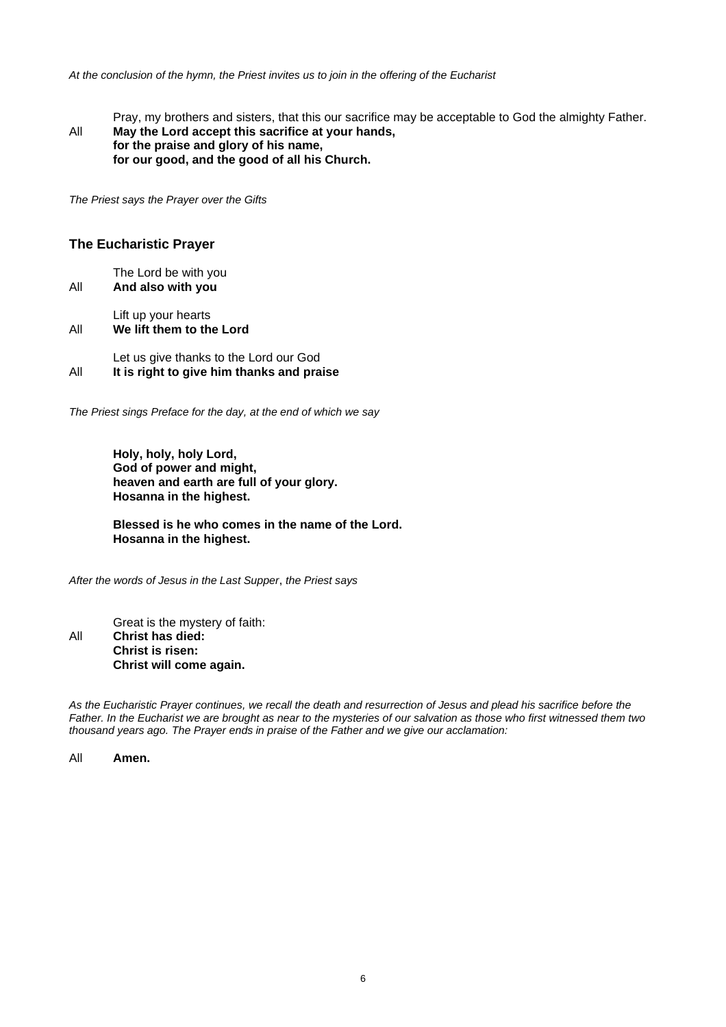*At the conclusion of the hymn, the Priest invites us to join in the offering of the Eucharist*

Pray, my brothers and sisters, that this our sacrifice may be acceptable to God the almighty Father.

All **May the Lord accept this sacrifice at your hands,**
**for the praise and glory of his name,**
**for our good, and the good of all his Church.**

*The Priest says the Prayer over the Gifts*

## The Eucharistic Prayer

The Lord be with you

All **And also with you**

Lift up your hearts

All **We lift them to the Lord**

Let us give thanks to the Lord our God

All **It is right to give him thanks and praise**

*The Priest sings Preface for the day, at the end of which we say*

**Holy, holy, holy Lord,**
**God of power and might,**
**heaven and earth are full of your glory.**
**Hosanna in the highest.**

**Blessed is he who comes in the name of the Lord.**
**Hosanna in the highest.**

*After the words of Jesus in the Last Supper*, *the Priest says*

Great is the mystery of faith:

All **Christ has died:**
**Christ is risen:**
**Christ will come again.**

*As the Eucharistic Prayer continues, we recall the death and resurrection of Jesus and plead his sacrifice before the Father. In the Eucharist we are brought as near to the mysteries of our salvation as those who first witnessed them two thousand years ago. The Prayer ends in praise of the Father and we give our acclamation:*

All **Amen.**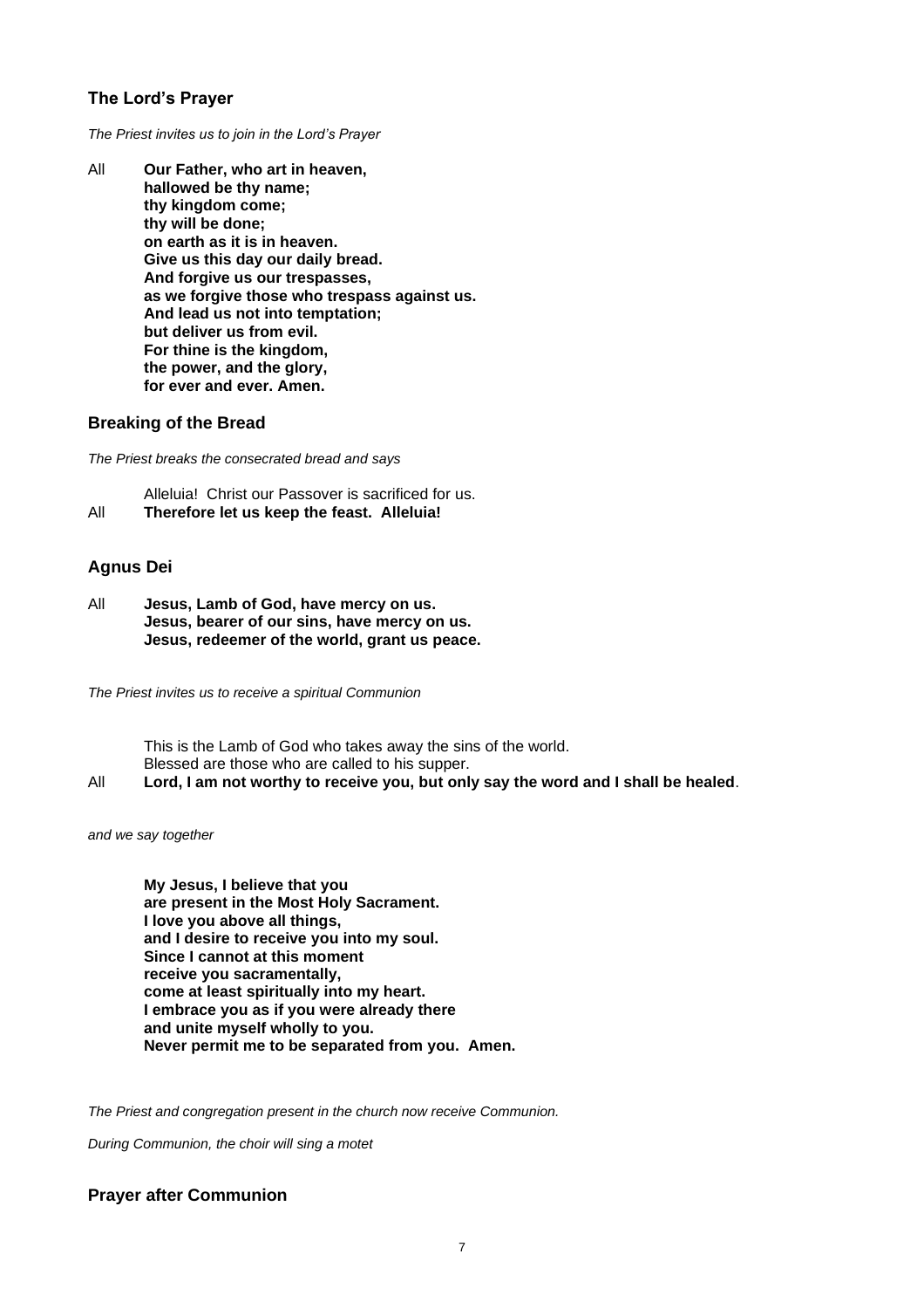## The Lord's Prayer

*The Priest invites us to join in the Lord's Prayer*

All **Our Father, who art in heaven,**
**hallowed be thy name;**
**thy kingdom come;**
**thy will be done;**
**on earth as it is in heaven.**
**Give us this day our daily bread.**
**And forgive us our trespasses,**
**as we forgive those who trespass against us.**
**And lead us not into temptation;**
**but deliver us from evil.**
**For thine is the kingdom,**
**the power, and the glory,**
**for ever and ever. Amen.**

## Breaking of the Bread

*The Priest breaks the consecrated bread and says*

Alleluia! Christ our Passover is sacrificed for us.

All **Therefore let us keep the feast. Alleluia!**

## Agnus Dei

All **Jesus, Lamb of God, have mercy on us.**
**Jesus, bearer of our sins, have mercy on us.**
**Jesus, redeemer of the world, grant us peace.**

*The Priest invites us to receive a spiritual Communion*

This is the Lamb of God who takes away the sins of the world.
Blessed are those who are called to his supper.

All **Lord, I am not worthy to receive you, but only say the word and I shall be healed**.

*and we say together*

**My Jesus, I believe that you**
**are present in the Most Holy Sacrament.**
**I love you above all things,**
**and I desire to receive you into my soul.**
**Since I cannot at this moment**
**receive you sacramentally,**
**come at least spiritually into my heart.**
**I embrace you as if you were already there**
**and unite myself wholly to you.**
**Never permit me to be separated from you. Amen.**

*The Priest and congregation present in the church now receive Communion.*

*During Communion, the choir will sing a motet*

## Prayer after Communion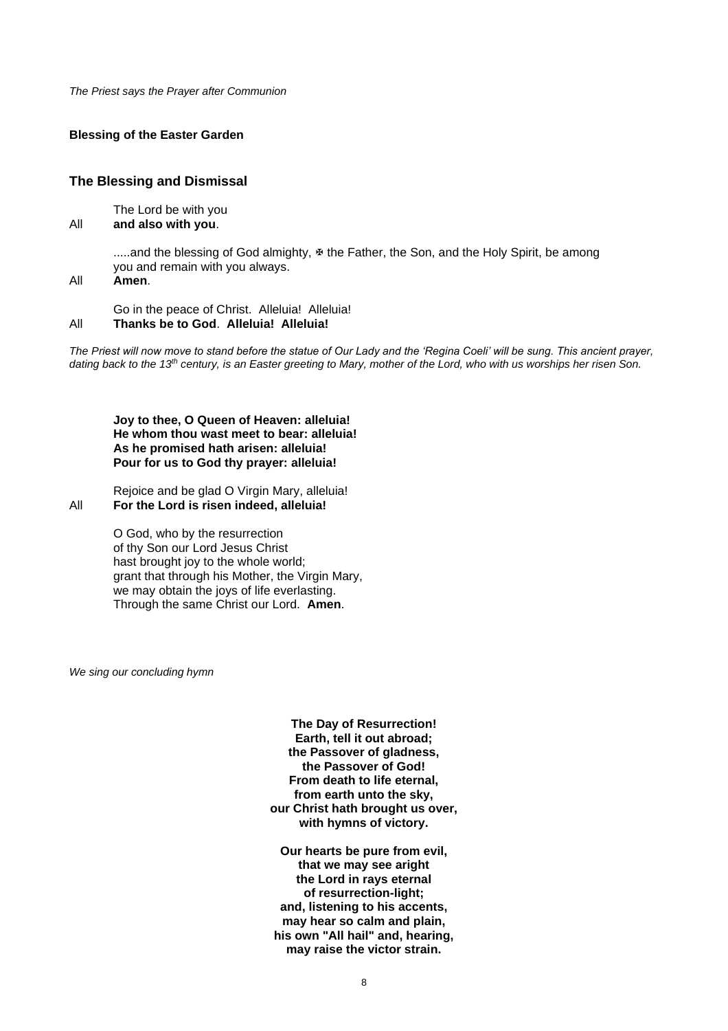*The Priest says the Prayer after Communion*

**Blessing of the Easter Garden**

## The Blessing and Dismissal

The Lord be with you

All **and also with you**.

.....and the blessing of God almighty, ✠ the Father, the Son, and the Holy Spirit, be among you and remain with you always.

All **Amen**.

Go in the peace of Christ. Alleluia! Alleluia!

All **Thanks be to God**. **Alleluia! Alleluia!**

*The Priest will now move to stand before the statue of Our Lady and the 'Regina Coeli' will be sung. This ancient prayer, dating back to the 13th century, is an Easter greeting to Mary, mother of the Lord, who with us worships her risen Son.*

**Joy to thee, O Queen of Heaven: alleluia!**
**He whom thou wast meet to bear: alleluia!**
**As he promised hath arisen: alleluia!**
**Pour for us to God thy prayer: alleluia!**

Rejoice and be glad O Virgin Mary, alleluia!

All **For the Lord is risen indeed, alleluia!**

O God, who by the resurrection
of thy Son our Lord Jesus Christ
hast brought joy to the whole world;
grant that through his Mother, the Virgin Mary,
we may obtain the joys of life everlasting.
Through the same Christ our Lord. **Amen**.

*We sing our concluding hymn*

**The Day of Resurrection!**
**Earth, tell it out abroad;**
**the Passover of gladness,**
**the Passover of God!**
**From death to life eternal,**
**from earth unto the sky,**
**our Christ hath brought us over,**
**with hymns of victory.**

**Our hearts be pure from evil,**
**that we may see aright**
**the Lord in rays eternal**
**of resurrection-light;**
**and, listening to his accents,**
**may hear so calm and plain,**
**his own "All hail" and, hearing,**
**may raise the victor strain.**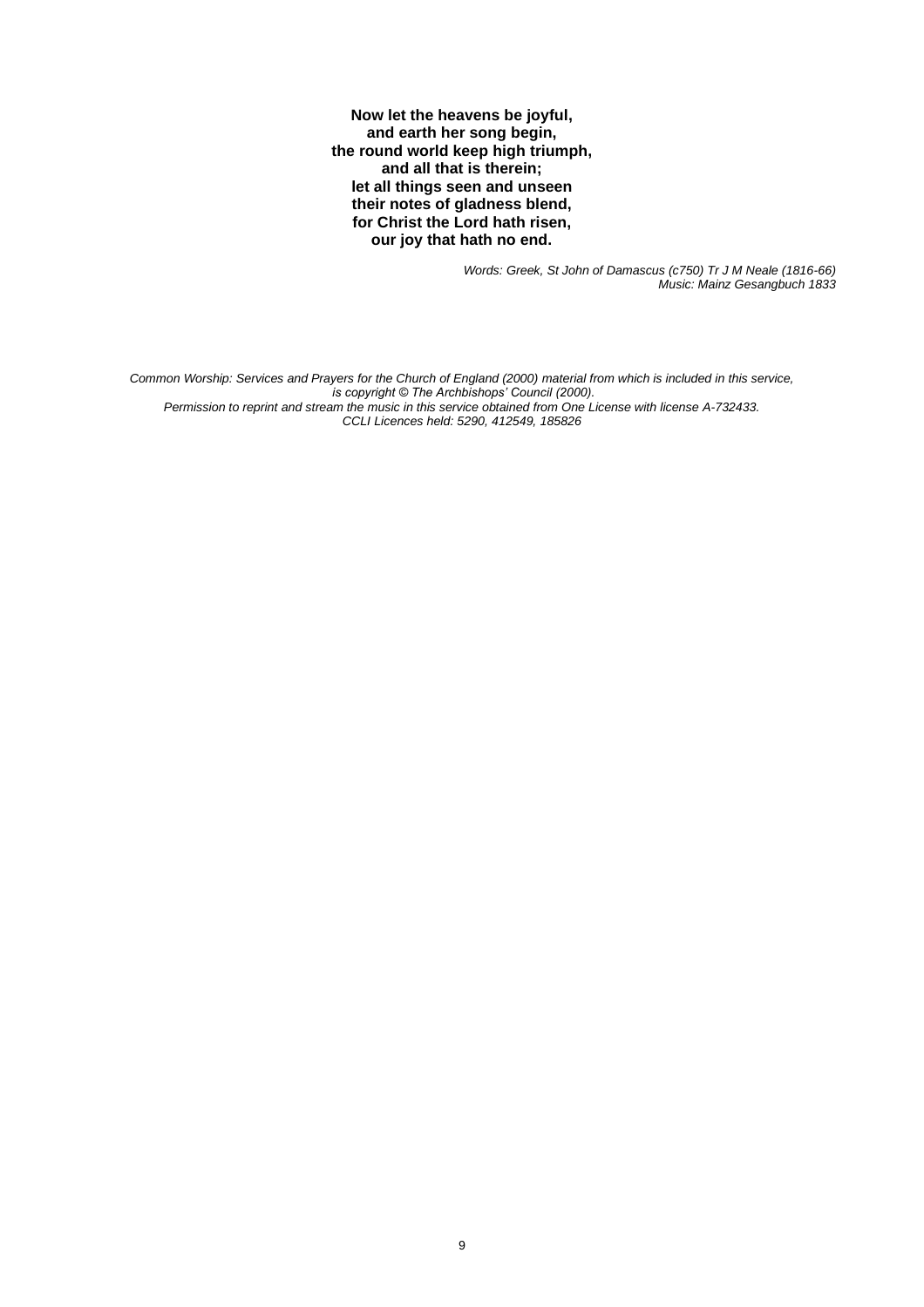**Now let the heavens be joyful,**
**and earth her song begin,**
**the round world keep high triumph,**
**and all that is therein;**
**let all things seen and unseen**
**their notes of gladness blend,**
**for Christ the Lord hath risen,**
**our joy that hath no end.**

*Words: Greek, St John of Damascus (c750) Tr J M Neale (1816-66)*
*Music: Mainz Gesangbuch 1833*

*Common Worship: Services and Prayers for the Church of England (2000) material from which is included in this service, is copyright © The Archbishops' Council (2000).*
*Permission to reprint and stream the music in this service obtained from One License with license A-732433.*
*CCLI Licences held: 5290, 412549, 185826*